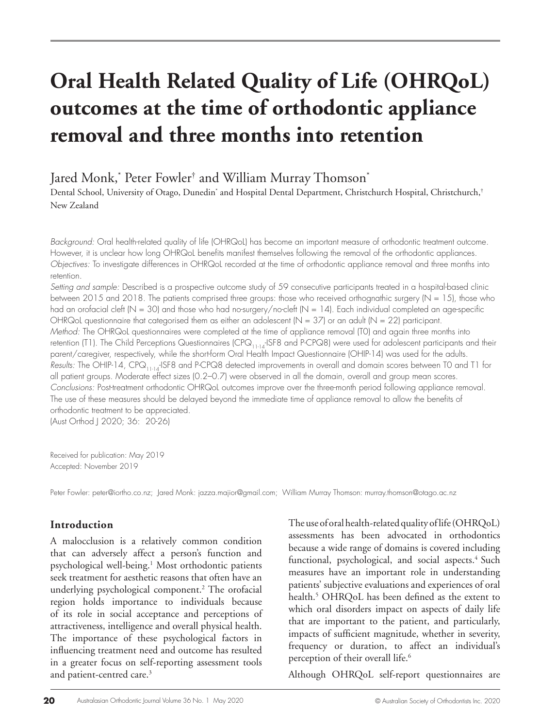# Oral Health Related Quality of Life (OHRQoL) outcomes at the time of orthodontic appliance removal and three months into retention

Jared Monk,[*] Peter Fowler[†] and William Murray Thomson[*]

Dental School, University of Otago, Dunedin[*] and Hospital Dental Department, Christchurch Hospital, Christchurch,[†] New Zealand

*Background:* Oral health-related quality of life (OHRQoL) has become an important measure of orthodontic treatment outcome. However, it is unclear how long OHRQoL benefits manifest themselves following the removal of the orthodontic appliances.

*Objectives:* To investigate differences in OHRQoL recorded at the time of orthodontic appliance removal and three months into retention.

*Setting and sample:* Described is a prospective outcome study of 59 consecutive participants treated in a hospital-based clinic between 2015 and 2018. The patients comprised three groups: those who received orthognathic surgery (N = 15), those who had an orofacial cleft (N = 30) and those who had no-surgery/no-cleft (N = 14). Each individual completed an age-specific OHRQoL questionnaire that categorised them as either an adolescent (N = 37) or an adult (N = 22) participant.

*Method:* The OHRQoL questionnaires were completed at the time of appliance removal (T0) and again three months into retention (T1). The Child Perceptions Questionnaires ($CPQ_{11-14}$-ISF8 and P-CPQ8) were used for adolescent participants and their parent/caregiver, respectively, while the short-form Oral Health Impact Questionnaire (OHIP-14) was used for the adults.

*Results:* The OHIP-14, $CPQ_{11-14}$-ISF8 and P-CPQ8 detected improvements in overall and domain scores between T0 and T1 for all patient groups. Moderate effect sizes (0.2–0.7) were observed in all the domain, overall and group mean scores.

*Conclusions:* Post-treatment orthodontic OHRQoL outcomes improve over the three-month period following appliance removal. The use of these measures should be delayed beyond the immediate time of appliance removal to allow the benefits of orthodontic treatment to be appreciated.

(Aust Orthod J 2020; 36: 20-26)

Received for publication: May 2019
Accepted: November 2019

Peter Fowler: peter@iortho.co.nz; Jared Monk: jazza.majior@gmail.com; William Murray Thomson: murray.thomson@otago.ac.nz

## Introduction

A malocclusion is a relatively common condition that can adversely affect a person's function and psychological well-being.[1] Most orthodontic patients seek treatment for aesthetic reasons that often have an underlying psychological component.[2] The orofacial region holds importance to individuals because of its role in social acceptance and perceptions of attractiveness, intelligence and overall physical health. The importance of these psychological factors in influencing treatment need and outcome has resulted in a greater focus on self-reporting assessment tools and patient-centred care.[3]

The use of oral health-related quality of life (OHRQoL) assessments has been advocated in orthodontics because a wide range of domains is covered including functional, psychological, and social aspects.[4] Such measures have an important role in understanding patients' subjective evaluations and experiences of oral health.[5] OHRQoL has been defined as the extent to which oral disorders impact on aspects of daily life that are important to the patient, and particularly, impacts of sufficient magnitude, whether in severity, frequency or duration, to affect an individual's perception of their overall life.[6]

Although OHRQoL self-report questionnaires are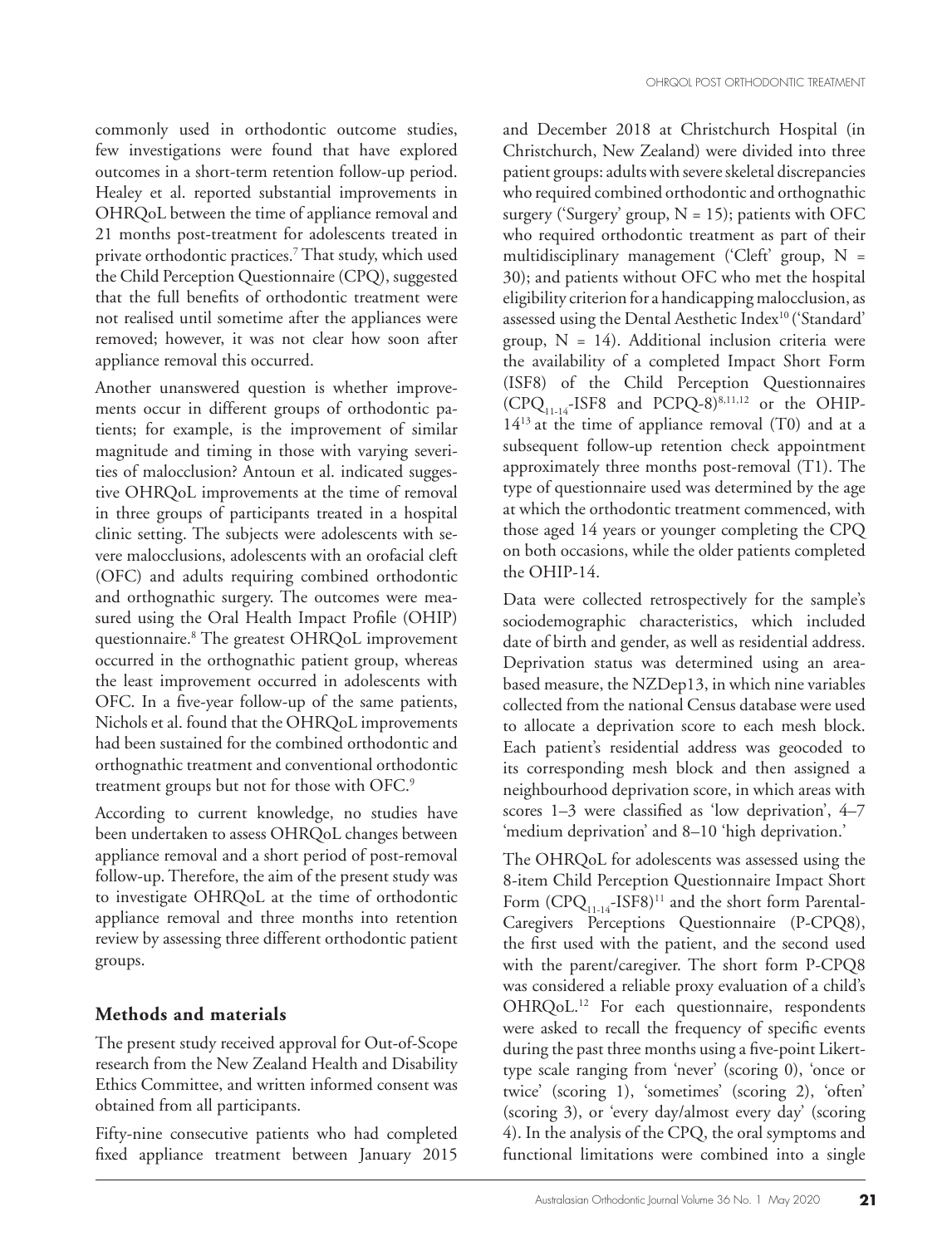commonly used in orthodontic outcome studies, few investigations were found that have explored outcomes in a short-term retention follow-up period. Healey et al. reported substantial improvements in OHRQoL between the time of appliance removal and 21 months post-treatment for adolescents treated in private orthodontic practices.[7] That study, which used the Child Perception Questionnaire (CPQ), suggested that the full benefits of orthodontic treatment were not realised until sometime after the appliances were removed; however, it was not clear how soon after appliance removal this occurred.

Another unanswered question is whether improvements occur in different groups of orthodontic patients; for example, is the improvement of similar magnitude and timing in those with varying severities of malocclusion? Antoun et al. indicated suggestive OHRQoL improvements at the time of removal in three groups of participants treated in a hospital clinic setting. The subjects were adolescents with severe malocclusions, adolescents with an orofacial cleft (OFC) and adults requiring combined orthodontic and orthognathic surgery. The outcomes were measured using the Oral Health Impact Profile (OHIP) questionnaire.[8] The greatest OHRQoL improvement occurred in the orthognathic patient group, whereas the least improvement occurred in adolescents with OFC. In a five-year follow-up of the same patients, Nichols et al. found that the OHRQoL improvements had been sustained for the combined orthodontic and orthognathic treatment and conventional orthodontic treatment groups but not for those with OFC.[9]

According to current knowledge, no studies have been undertaken to assess OHRQoL changes between appliance removal and a short period of post-removal follow-up. Therefore, the aim of the present study was to investigate OHRQoL at the time of orthodontic appliance removal and three months into retention review by assessing three different orthodontic patient groups.

## Methods and materials

The present study received approval for Out-of-Scope research from the New Zealand Health and Disability Ethics Committee, and written informed consent was obtained from all participants.

Fifty-nine consecutive patients who had completed fixed appliance treatment between January 2015 and December 2018 at Christchurch Hospital (in Christchurch, New Zealand) were divided into three patient groups: adults with severe skeletal discrepancies who required combined orthodontic and orthognathic surgery ('Surgery' group, N = 15); patients with OFC who required orthodontic treatment as part of their multidisciplinary management ('Cleft' group, N = 30); and patients without OFC who met the hospital eligibility criterion for a handicapping malocclusion, as assessed using the Dental Aesthetic Index[10] ('Standard' group, N = 14). Additional inclusion criteria were the availability of a completed Impact Short Form (ISF8) of the Child Perception Questionnaires ($CPQ_{11\text{-}14}$-ISF8 and PCPQ-8)[8,11,12] or the OHIP-14[13] at the time of appliance removal (T0) and at a subsequent follow-up retention check appointment approximately three months post-removal (T1). The type of questionnaire used was determined by the age at which the orthodontic treatment commenced, with those aged 14 years or younger completing the CPQ on both occasions, while the older patients completed the OHIP-14.

Data were collected retrospectively for the sample's sociodemographic characteristics, which included date of birth and gender, as well as residential address. Deprivation status was determined using an area-based measure, the NZDep13, in which nine variables collected from the national Census database were used to allocate a deprivation score to each mesh block. Each patient's residential address was geocoded to its corresponding mesh block and then assigned a neighbourhood deprivation score, in which areas with scores 1–3 were classified as 'low deprivation', 4–7 'medium deprivation' and 8–10 'high deprivation.'

The OHRQoL for adolescents was assessed using the 8-item Child Perception Questionnaire Impact Short Form ($CPQ_{11\text{-}14}$-ISF8)[11] and the short form Parental-Caregivers Perceptions Questionnaire (P-CPQ8), the first used with the patient, and the second used with the parent/caregiver. The short form P-CPQ8 was considered a reliable proxy evaluation of a child's OHRQoL.[12] For each questionnaire, respondents were asked to recall the frequency of specific events during the past three months using a five-point Likert-type scale ranging from 'never' (scoring 0), 'once or twice' (scoring 1), 'sometimes' (scoring 2), 'often' (scoring 3), or 'every day/almost every day' (scoring 4). In the analysis of the CPQ, the oral symptoms and functional limitations were combined into a single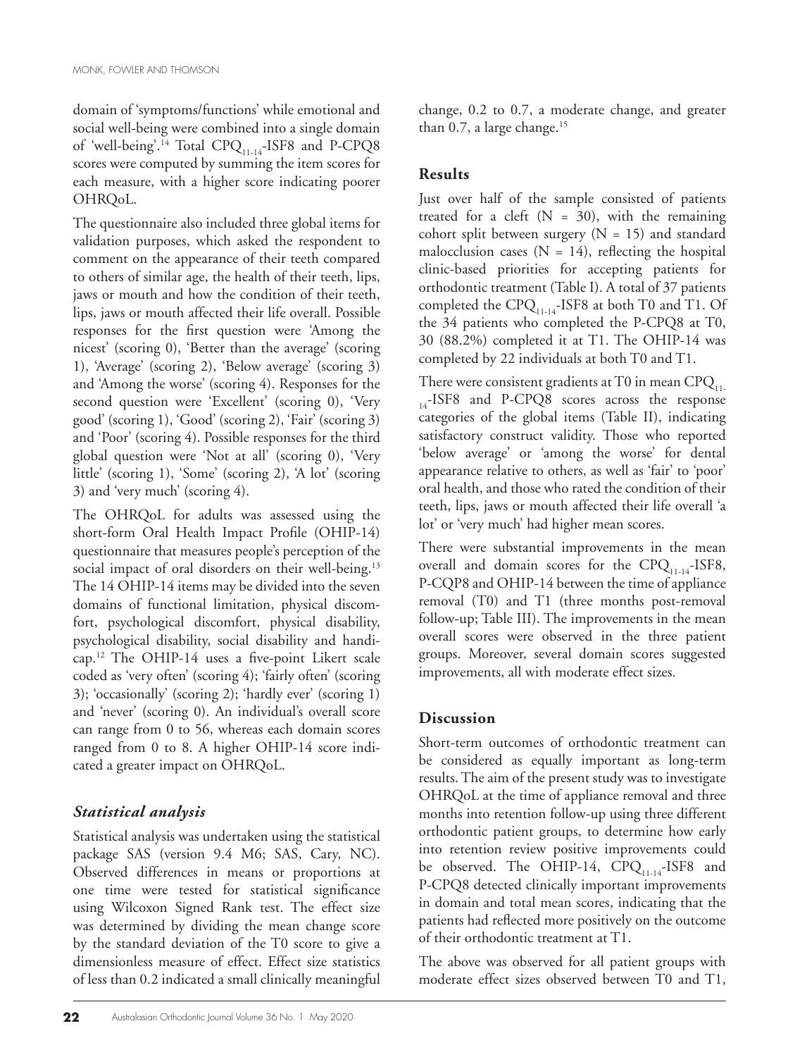domain of 'symptoms/functions' while emotional and social well-being were combined into a single domain of 'well-being'.[14] Total $CPQ_{11-14}$-ISF8 and P-CPQ8 scores were computed by summing the item scores for each measure, with a higher score indicating poorer OHRQoL.

The questionnaire also included three global items for validation purposes, which asked the respondent to comment on the appearance of their teeth compared to others of similar age, the health of their teeth, lips, jaws or mouth and how the condition of their teeth, lips, jaws or mouth affected their life overall. Possible responses for the first question were 'Among the nicest' (scoring 0), 'Better than the average' (scoring 1), 'Average' (scoring 2), 'Below average' (scoring 3) and 'Among the worse' (scoring 4). Responses for the second question were 'Excellent' (scoring 0), 'Very good' (scoring 1), 'Good' (scoring 2), 'Fair' (scoring 3) and 'Poor' (scoring 4). Possible responses for the third global question were 'Not at all' (scoring 0), 'Very little' (scoring 1), 'Some' (scoring 2), 'A lot' (scoring 3) and 'very much' (scoring 4).

The OHRQoL for adults was assessed using the short-form Oral Health Impact Profile (OHIP-14) questionnaire that measures people's perception of the social impact of oral disorders on their well-being.[13] The 14 OHIP-14 items may be divided into the seven domains of functional limitation, physical discomfort, psychological discomfort, physical disability, psychological disability, social disability and handicap.[12] The OHIP-14 uses a five-point Likert scale coded as 'very often' (scoring 4); 'fairly often' (scoring 3); 'occasionally' (scoring 2); 'hardly ever' (scoring 1) and 'never' (scoring 0). An individual's overall score can range from 0 to 56, whereas each domain scores ranged from 0 to 8. A higher OHIP-14 score indicated a greater impact on OHRQoL.

### *Statistical analysis*

Statistical analysis was undertaken using the statistical package SAS (version 9.4 M6; SAS, Cary, NC). Observed differences in means or proportions at one time were tested for statistical significance using Wilcoxon Signed Rank test. The effect size was determined by dividing the mean change score by the standard deviation of the T0 score to give a dimensionless measure of effect. Effect size statistics of less than 0.2 indicated a small clinically meaningful change, 0.2 to 0.7, a moderate change, and greater than 0.7, a large change.[15]

## Results

Just over half of the sample consisted of patients treated for a cleft (N = 30), with the remaining cohort split between surgery (N = 15) and standard malocclusion cases (N = 14), reflecting the hospital clinic-based priorities for accepting patients for orthodontic treatment (Table I). A total of 37 patients completed the $CPQ_{11-14}$-ISF8 at both T0 and T1. Of the 34 patients who completed the P-CPQ8 at T0, 30 (88.2%) completed it at T1. The OHIP-14 was completed by 22 individuals at both T0 and T1.

There were consistent gradients at T0 in mean $CPQ_{11-14}$-ISF8 and P-CPQ8 scores across the response categories of the global items (Table II), indicating satisfactory construct validity. Those who reported 'below average' or 'among the worse' for dental appearance relative to others, as well as 'fair' to 'poor' oral health, and those who rated the condition of their teeth, lips, jaws or mouth affected their life overall 'a lot' or 'very much' had higher mean scores.

There were substantial improvements in the mean overall and domain scores for the $CPQ_{11-14}$-ISF8, P-CQP8 and OHIP-14 between the time of appliance removal (T0) and T1 (three months post-removal follow-up; Table III). The improvements in the mean overall scores were observed in the three patient groups. Moreover, several domain scores suggested improvements, all with moderate effect sizes.

## Discussion

Short-term outcomes of orthodontic treatment can be considered as equally important as long-term results. The aim of the present study was to investigate OHRQoL at the time of appliance removal and three months into retention follow-up using three different orthodontic patient groups, to determine how early into retention review positive improvements could be observed. The OHIP-14, $CPQ_{11-14}$-ISF8 and P-CPQ8 detected clinically important improvements in domain and total mean scores, indicating that the patients had reflected more positively on the outcome of their orthodontic treatment at T1.

The above was observed for all patient groups with moderate effect sizes observed between T0 and T1,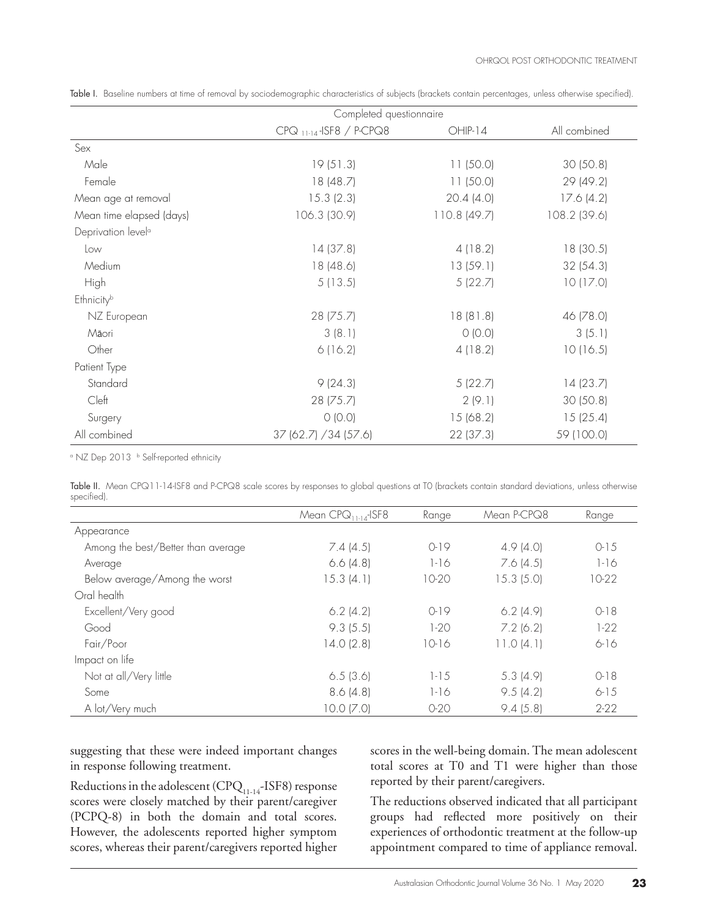Table I. Baseline numbers at time of removal by sociodemographic characteristics of subjects (brackets contain percentages, unless otherwise specified).

| | Completed questionnaire | | |
|---|---|---|---|
| | $CPQ_{11-14}$-ISF8 / P-CPQ8 | OHIP-14 | All combined |
| Sex | | | |
| Male | 19 (51.3) | 11 (50.0) | 30 (50.8) |
| Female | 18 (48.7) | 11 (50.0) | 29 (49.2) |
| Mean age at removal | 15.3 (2.3) | 20.4 (4.0) | 17.6 (4.2) |
| Mean time elapsed (days) | 106.3 (30.9) | 110.8 (49.7) | 108.2 (39.6) |
| Deprivation level[a] | | | |
| Low | 14 (37.8) | 4 (18.2) | 18 (30.5) |
| Medium | 18 (48.6) | 13 (59.1) | 32 (54.3) |
| High | 5 (13.5) | 5 (22.7) | 10 (17.0) |
| Ethnicity[b] | | | |
| NZ European | 28 (75.7) | 18 (81.8) | 46 (78.0) |
| Māori | 3 (8.1) | 0 (0.0) | 3 (5.1) |
| Other | 6 (16.2) | 4 (18.2) | 10 (16.5) |
| Patient Type | | | |
| Standard | 9 (24.3) | 5 (22.7) | 14 (23.7) |
| Cleft | 28 (75.7) | 2 (9.1) | 30 (50.8) |
| Surgery | 0 (0.0) | 15 (68.2) | 15 (25.4) |
| All combined | 37 (62.7) /34 (57.6) | 22 (37.3) | 59 (100.0) |

[a] NZ Dep 2013 [b] Self-reported ethnicity

Table II. Mean CPQ11-14-ISF8 and P-CPQ8 scale scores by responses to global questions at T0 (brackets contain standard deviations, unless otherwise specified).

| | Mean $CPQ_{11-14}$-ISF8 | Range | Mean P-CPQ8 | Range |
|---|---|---|---|---|
| Appearance | | | | |
| Among the best/Better than average | 7.4 (4.5) | 0-19 | 4.9 (4.0) | 0-15 |
| Average | 6.6 (4.8) | 1-16 | 7.6 (4.5) | 1-16 |
| Below average/Among the worst | 15.3 (4.1) | 10-20 | 15.3 (5.0) | 10-22 |
| Oral health | | | | |
| Excellent/Very good | 6.2 (4.2) | 0-19 | 6.2 (4.9) | 0-18 |
| Good | 9.3 (5.5) | 1-20 | 7.2 (6.2) | 1-22 |
| Fair/Poor | 14.0 (2.8) | 10-16 | 11.0 (4.1) | 6-16 |
| Impact on life | | | | |
| Not at all/Very little | 6.5 (3.6) | 1-15 | 5.3 (4.9) | 0-18 |
| Some | 8.6 (4.8) | 1-16 | 9.5 (4.2) | 6-15 |
| A lot/Very much | 10.0 (7.0) | 0-20 | 9.4 (5.8) | 2-22 |

suggesting that these were indeed important changes in response following treatment.

Reductions in the adolescent ($CPQ_{11-14}$-ISF8) response scores were closely matched by their parent/caregiver (PCPQ-8) in both the domain and total scores. However, the adolescents reported higher symptom scores, whereas their parent/caregivers reported higher scores in the well-being domain. The mean adolescent total scores at T0 and T1 were higher than those reported by their parent/caregivers.

The reductions observed indicated that all participant groups had reflected more positively on their experiences of orthodontic treatment at the follow-up appointment compared to time of appliance removal.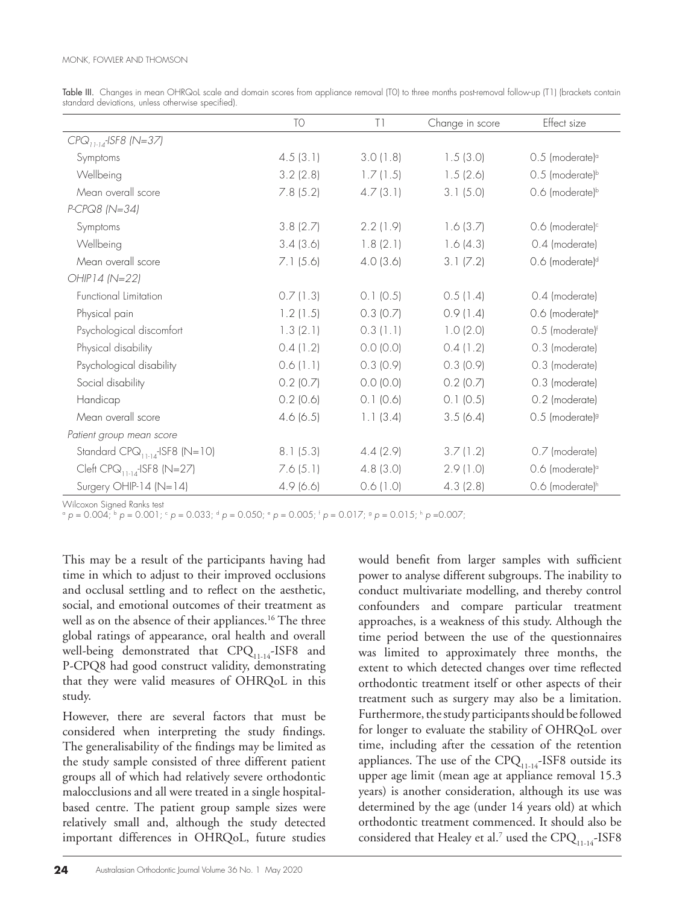Table III. Changes in mean OHRQoL scale and domain scores from appliance removal (T0) to three months post-removal follow-up (T1) (brackets contain standard deviations, unless otherwise specified).

| | T0 | T1 | Change in score | Effect size |
|---|---|---|---|---|
| *$CPQ_{11-14}$-ISF8 (N=37)* | | | | |
| Symptoms | 4.5 (3.1) | 3.0 (1.8) | 1.5 (3.0) | 0.5 (moderate)[a] |
| Wellbeing | 3.2 (2.8) | 1.7 (1.5) | 1.5 (2.6) | 0.5 (moderate)[b] |
| Mean overall score | 7.8 (5.2) | 4.7 (3.1) | 3.1 (5.0) | 0.6 (moderate)[b] |
| *P-CPQ8 (N=34)* | | | | |
| Symptoms | 3.8 (2.7) | 2.2 (1.9) | 1.6 (3.7) | 0.6 (moderate)[c] |
| Wellbeing | 3.4 (3.6) | 1.8 (2.1) | 1.6 (4.3) | 0.4 (moderate) |
| Mean overall score | 7.1 (5.6) | 4.0 (3.6) | 3.1 (7.2) | 0.6 (moderate)[d] |
| *OHIP14 (N=22)* | | | | |
| Functional Limitation | 0.7 (1.3) | 0.1 (0.5) | 0.5 (1.4) | 0.4 (moderate) |
| Physical pain | 1.2 (1.5) | 0.3 (0.7) | 0.9 (1.4) | 0.6 (moderate)[e] |
| Psychological discomfort | 1.3 (2.1) | 0.3 (1.1) | 1.0 (2.0) | 0.5 (moderate)[f] |
| Physical disability | 0.4 (1.2) | 0.0 (0.0) | 0.4 (1.2) | 0.3 (moderate) |
| Psychological disability | 0.6 (1.1) | 0.3 (0.9) | 0.3 (0.9) | 0.3 (moderate) |
| Social disability | 0.2 (0.7) | 0.0 (0.0) | 0.2 (0.7) | 0.3 (moderate) |
| Handicap | 0.2 (0.6) | 0.1 (0.6) | 0.1 (0.5) | 0.2 (moderate) |
| Mean overall score | 4.6 (6.5) | 1.1 (3.4) | 3.5 (6.4) | 0.5 (moderate)[g] |
| *Patient group mean score* | | | | |
| Standard $CPQ_{11-14}$-ISF8 (N=10) | 8.1 (5.3) | 4.4 (2.9) | 3.7 (1.2) | 0.7 (moderate) |
| Cleft $CPQ_{11-14}$-ISF8 (N=27) | 7.6 (5.1) | 4.8 (3.0) | 2.9 (1.0) | 0.6 (moderate)[a] |
| Surgery OHIP-14 (N=14) | 4.9 (6.6) | 0.6 (1.0) | 4.3 (2.8) | 0.6 (moderate)[h] |

Wilcoxon Signed Ranks test
[a] $p = 0.004$; [b] $p = 0.001$; [c] $p = 0.033$; [d] $p = 0.050$; [e] $p = 0.005$; [f] $p = 0.017$; [g] $p = 0.015$; [h] $p = 0.007$;

This may be a result of the participants having had time in which to adjust to their improved occlusions and occlusal settling and to reflect on the aesthetic, social, and emotional outcomes of their treatment as well as on the absence of their appliances.[16] The three global ratings of appearance, oral health and overall well-being demonstrated that $CPQ_{11-14}$-ISF8 and P-CPQ8 had good construct validity, demonstrating that they were valid measures of OHRQoL in this study.

However, there are several factors that must be considered when interpreting the study findings. The generalisability of the findings may be limited as the study sample consisted of three different patient groups all of which had relatively severe orthodontic malocclusions and all were treated in a single hospital-based centre. The patient group sample sizes were relatively small and, although the study detected important differences in OHRQoL, future studies would benefit from larger samples with sufficient power to analyse different subgroups. The inability to conduct multivariate modelling, and thereby control confounders and compare particular treatment approaches, is a weakness of this study. Although the time period between the use of the questionnaires was limited to approximately three months, the extent to which detected changes over time reflected orthodontic treatment itself or other aspects of their treatment such as surgery may also be a limitation. Furthermore, the study participants should be followed for longer to evaluate the stability of OHRQoL over time, including after the cessation of the retention appliances. The use of the $CPQ_{11-14}$-ISF8 outside its upper age limit (mean age at appliance removal 15.3 years) is another consideration, although its use was determined by the age (under 14 years old) at which orthodontic treatment commenced. It should also be considered that Healey et al.[7] used the $CPQ_{11-14}$-ISF8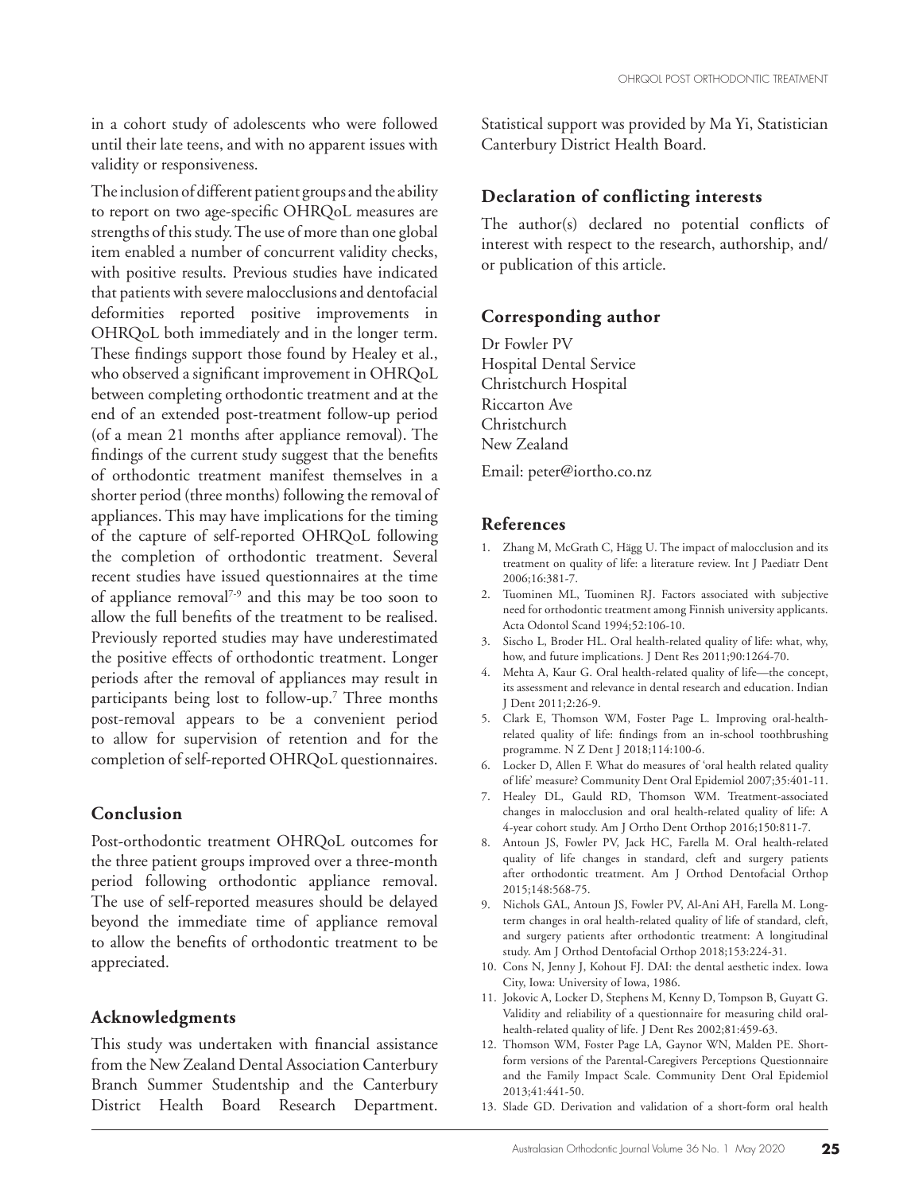in a cohort study of adolescents who were followed until their late teens, and with no apparent issues with validity or responsiveness.

The inclusion of different patient groups and the ability to report on two age-specific OHRQoL measures are strengths of this study. The use of more than one global item enabled a number of concurrent validity checks, with positive results. Previous studies have indicated that patients with severe malocclusions and dentofacial deformities reported positive improvements in OHRQoL both immediately and in the longer term. These findings support those found by Healey et al., who observed a significant improvement in OHRQoL between completing orthodontic treatment and at the end of an extended post-treatment follow-up period (of a mean 21 months after appliance removal). The findings of the current study suggest that the benefits of orthodontic treatment manifest themselves in a shorter period (three months) following the removal of appliances. This may have implications for the timing of the capture of self-reported OHRQoL following the completion of orthodontic treatment. Several recent studies have issued questionnaires at the time of appliance removal[7-9] and this may be too soon to allow the full benefits of the treatment to be realised. Previously reported studies may have underestimated the positive effects of orthodontic treatment. Longer periods after the removal of appliances may result in participants being lost to follow-up.[7] Three months post-removal appears to be a convenient period to allow for supervision of retention and for the completion of self-reported OHRQoL questionnaires.

## Conclusion

Post-orthodontic treatment OHRQoL outcomes for the three patient groups improved over a three-month period following orthodontic appliance removal. The use of self-reported measures should be delayed beyond the immediate time of appliance removal to allow the benefits of orthodontic treatment to be appreciated.

## Acknowledgments

This study was undertaken with financial assistance from the New Zealand Dental Association Canterbury Branch Summer Studentship and the Canterbury District Health Board Research Department. Statistical support was provided by Ma Yi, Statistician Canterbury District Health Board.

## Declaration of conflicting interests

The author(s) declared no potential conflicts of interest with respect to the research, authorship, and/or publication of this article.

## Corresponding author

Dr Fowler PV
Hospital Dental Service
Christchurch Hospital
Riccarton Ave
Christchurch
New Zealand

Email: peter@iortho.co.nz

## References

1. Zhang M, McGrath C, Hägg U. The impact of malocclusion and its treatment on quality of life: a literature review. Int J Paediatr Dent 2006;16:381-7.
2. Tuominen ML, Tuominen RJ. Factors associated with subjective need for orthodontic treatment among Finnish university applicants. Acta Odontol Scand 1994;52:106-10.
3. Sischo L, Broder HL. Oral health-related quality of life: what, why, how, and future implications. J Dent Res 2011;90:1264-70.
4. Mehta A, Kaur G. Oral health-related quality of life—the concept, its assessment and relevance in dental research and education. Indian J Dent 2011;2:26-9.
5. Clark E, Thomson WM, Foster Page L. Improving oral-health-related quality of life: findings from an in-school toothbrushing programme. N Z Dent J 2018;114:100-6.
6. Locker D, Allen F. What do measures of 'oral health related quality of life' measure? Community Dent Oral Epidemiol 2007;35:401-11.
7. Healey DL, Gauld RD, Thomson WM. Treatment-associated changes in malocclusion and oral health-related quality of life: A 4-year cohort study. Am J Ortho Dent Orthop 2016;150:811-7.
8. Antoun JS, Fowler PV, Jack HC, Farella M. Oral health-related quality of life changes in standard, cleft and surgery patients after orthodontic treatment. Am J Orthod Dentofacial Orthop 2015;148:568-75.
9. Nichols GAL, Antoun JS, Fowler PV, Al-Ani AH, Farella M. Long-term changes in oral health-related quality of life of standard, cleft, and surgery patients after orthodontic treatment: A longitudinal study. Am J Orthod Dentofacial Orthop 2018;153:224-31.
10. Cons N, Jenny J, Kohout FJ. DAI: the dental aesthetic index. Iowa City, Iowa: University of Iowa, 1986.
11. Jokovic A, Locker D, Stephens M, Kenny D, Tompson B, Guyatt G. Validity and reliability of a questionnaire for measuring child oral-health-related quality of life. J Dent Res 2002;81:459-63.
12. Thomson WM, Foster Page LA, Gaynor WN, Malden PE. Short-form versions of the Parental-Caregivers Perceptions Questionnaire and the Family Impact Scale. Community Dent Oral Epidemiol 2013;41:441-50.
13. Slade GD. Derivation and validation of a short-form oral health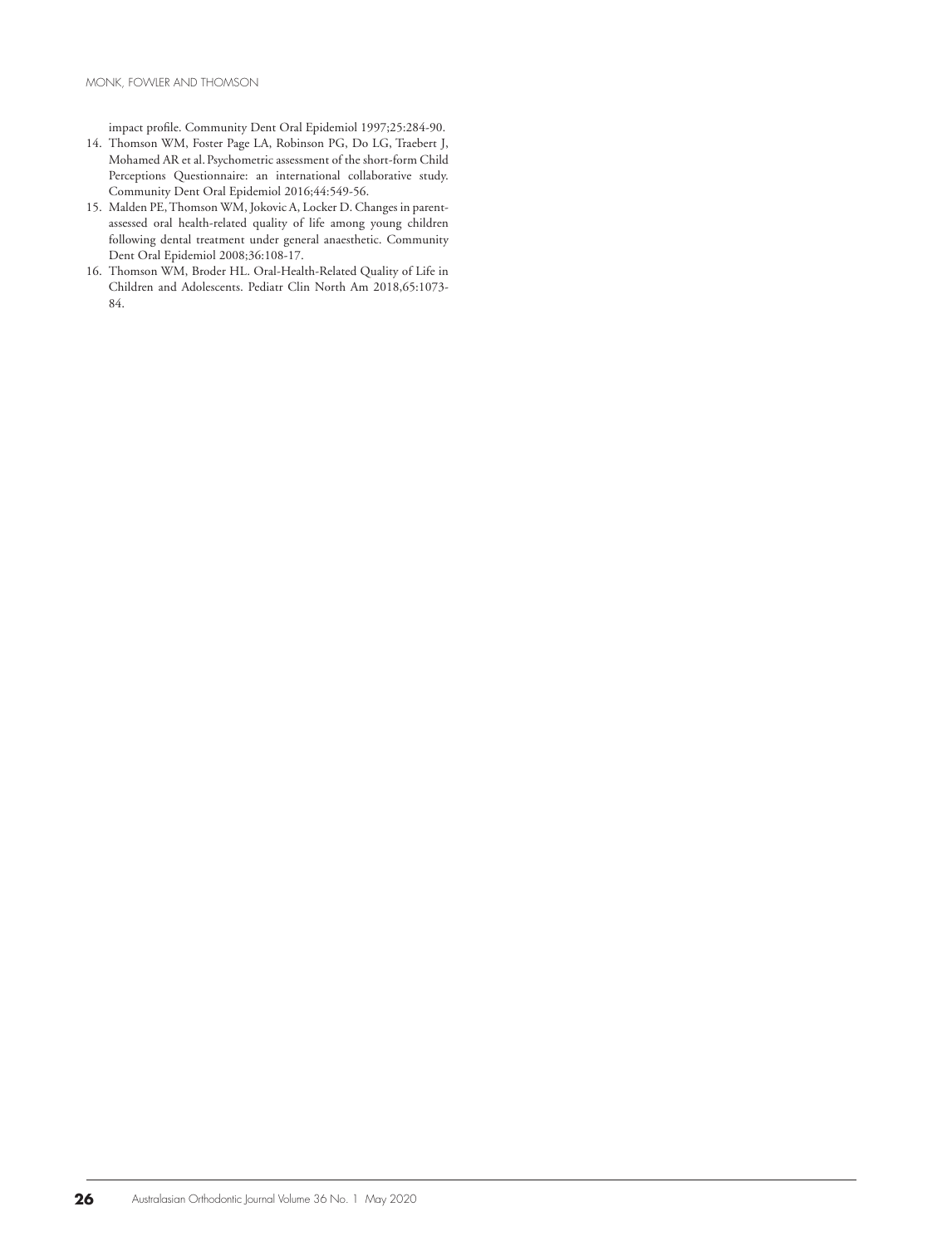impact profile. Community Dent Oral Epidemiol 1997;25:284-90.

14. Thomson WM, Foster Page LA, Robinson PG, Do LG, Traebert J, Mohamed AR et al. Psychometric assessment of the short-form Child Perceptions Questionnaire: an international collaborative study. Community Dent Oral Epidemiol 2016;44:549-56.
15. Malden PE, Thomson WM, Jokovic A, Locker D. Changes in parent-assessed oral health-related quality of life among young children following dental treatment under general anaesthetic. Community Dent Oral Epidemiol 2008;36:108-17.
16. Thomson WM, Broder HL. Oral-Health-Related Quality of Life in Children and Adolescents. Pediatr Clin North Am 2018,65:1073-84.